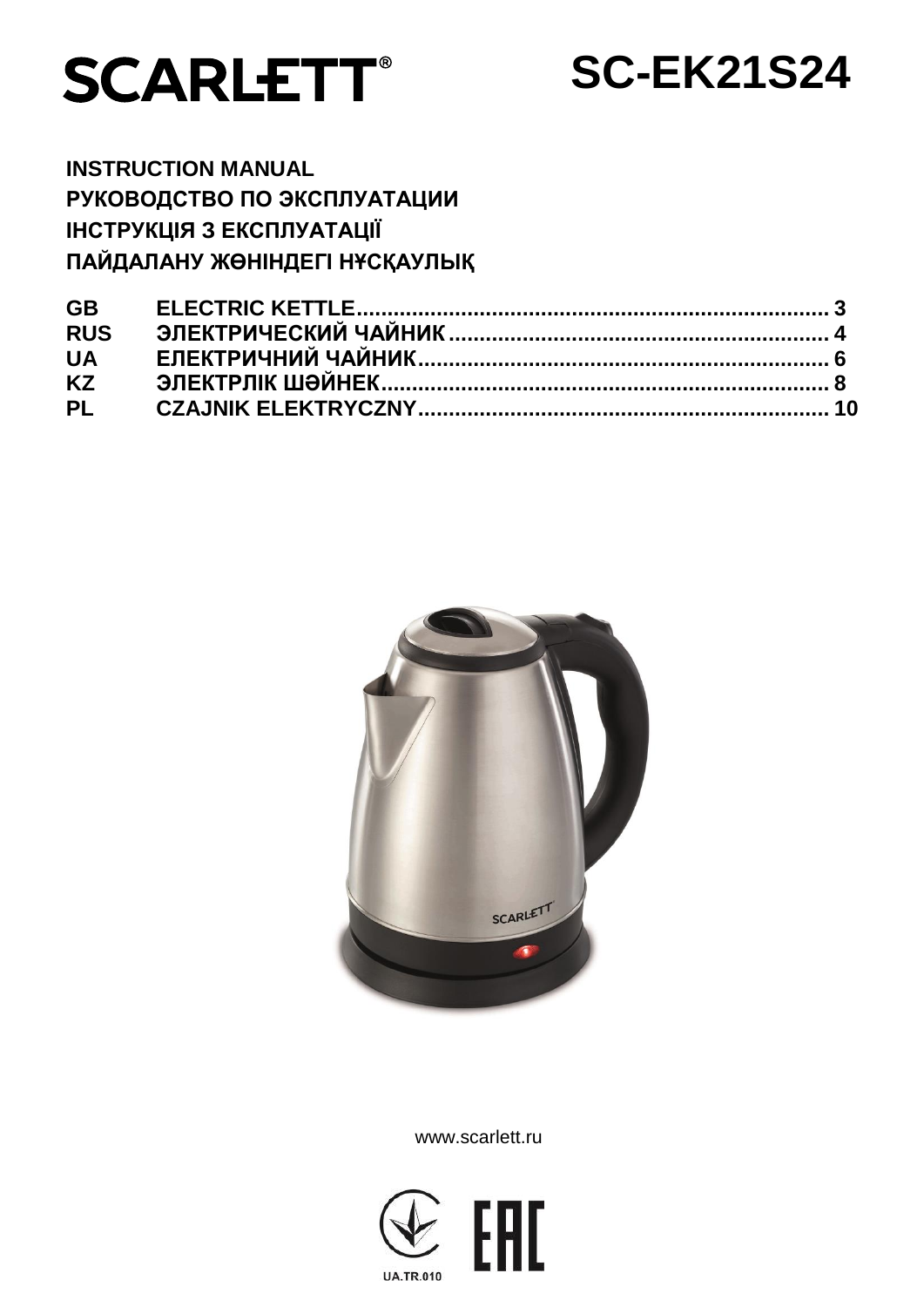# SCARLETT®

# SC-EK21S24

**INSTRUCTION MANUAL**
**РУКОВОДСТВО ПО ЭКСПЛУАТАЦИИ**
**ІНСТРУКЦІЯ З ЕКСПЛУАТАЦІЇ**
**ПАЙДАЛАНУ ЖӨНІНДЕГІ НҰСҚАУЛЫҚ**

| | | |
|---|---|---|
| **GB** | **ELECTRIC KETTLE** | **3** |
| **RUS** | **ЭЛЕКТРИЧЕСКИЙ ЧАЙНИК** | **4** |
| **UA** | **ЕЛЕКТРИЧНИЙ ЧАЙНИК** | **6** |
| **KZ** | **ЭЛЕКТРЛІК ШӘЙНЕК** | **8** |
| **PL** | **CZAJNIK ELEKTRYCZNY** | **10** |

www.scarlett.ru

UA.TR.010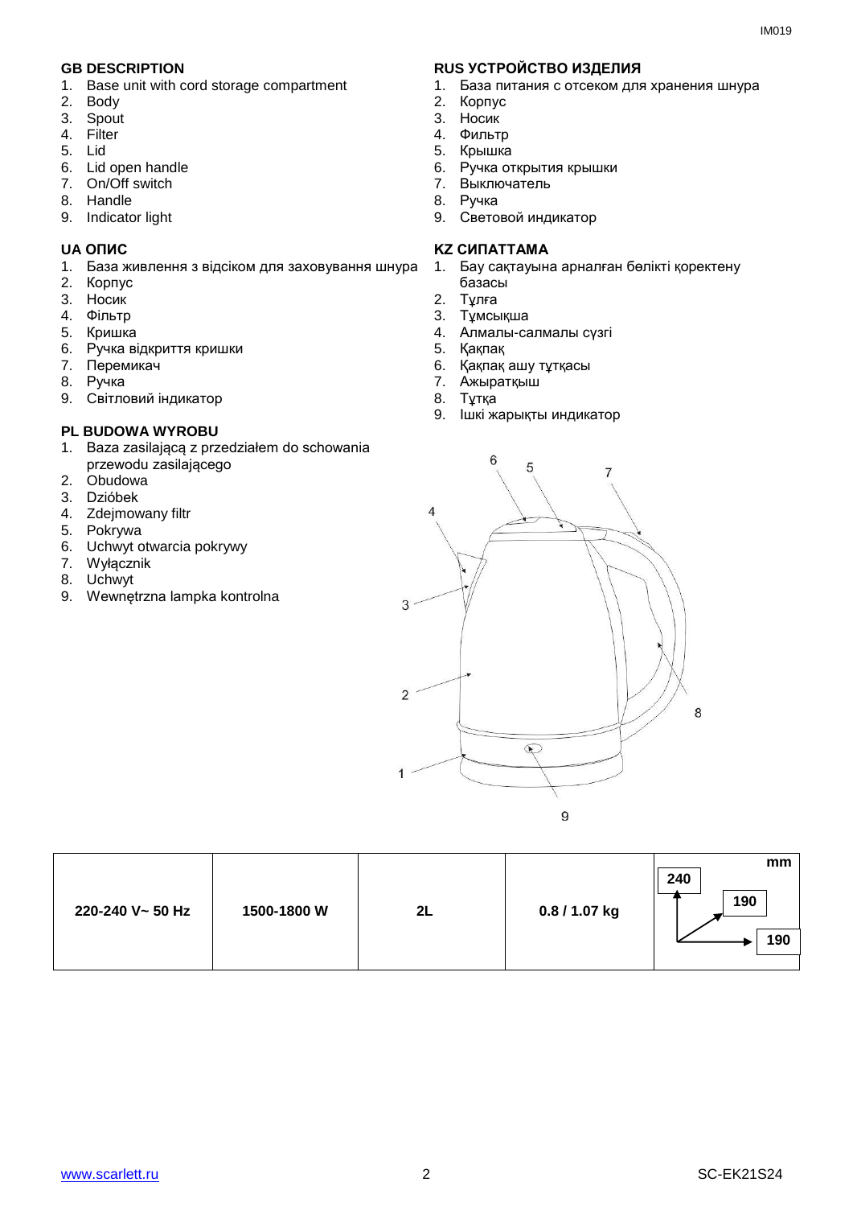## GB DESCRIPTION

1. Base unit with cord storage compartment
2. Body
3. Spout
4. Filter
5. Lid
6. Lid open handle
7. On/Off switch
8. Handle
9. Indicator light

## UA ОПИС

1. База живлення з відсіком для заховування шнура
2. Корпус
3. Носик
4. Фільтр
5. Кришка
6. Ручка відкриття кришки
7. Перемикач
8. Ручка
9. Світловий індикатор

## PL BUDOWA WYROBU

1. Baza zasilającą z przedziałem do schowania przewodu zasilającego
2. Obudowa
3. Dzióbek
4. Zdejmowany filtr
5. Pokrywa
6. Uchwyt otwarcia pokrywy
7. Wyłącznik
8. Uchwyt
9. Wewnętrzna lampka kontrolna

## RUS УСТРОЙСТВО ИЗДЕЛИЯ

1. База питания с отсеком для хранения шнура
2. Корпус
3. Носик
4. Фильтр
5. Крышка
6. Ручка открытия крышки
7. Выключатель
8. Ручка
9. Световой индикатор

## KZ СИПАТТАМА

1. Бау сақтауына арналған бөлікті қоректену базасы
2. Тұлға
3. Тұмсықша
4. Алмалы-салмалы сүзгі
5. Қақпақ
6. Қақпақ ашу тұтқасы
7. Ажыратқыш
8. Тұтқа
9. Ішкі жарықты индикатор

| 220-240 V~ 50 Hz | 1500-1800 W | 2L | 0.8 / 1.07 kg | mm: 240 / 190 / 190 |
|---|---|---|---|---|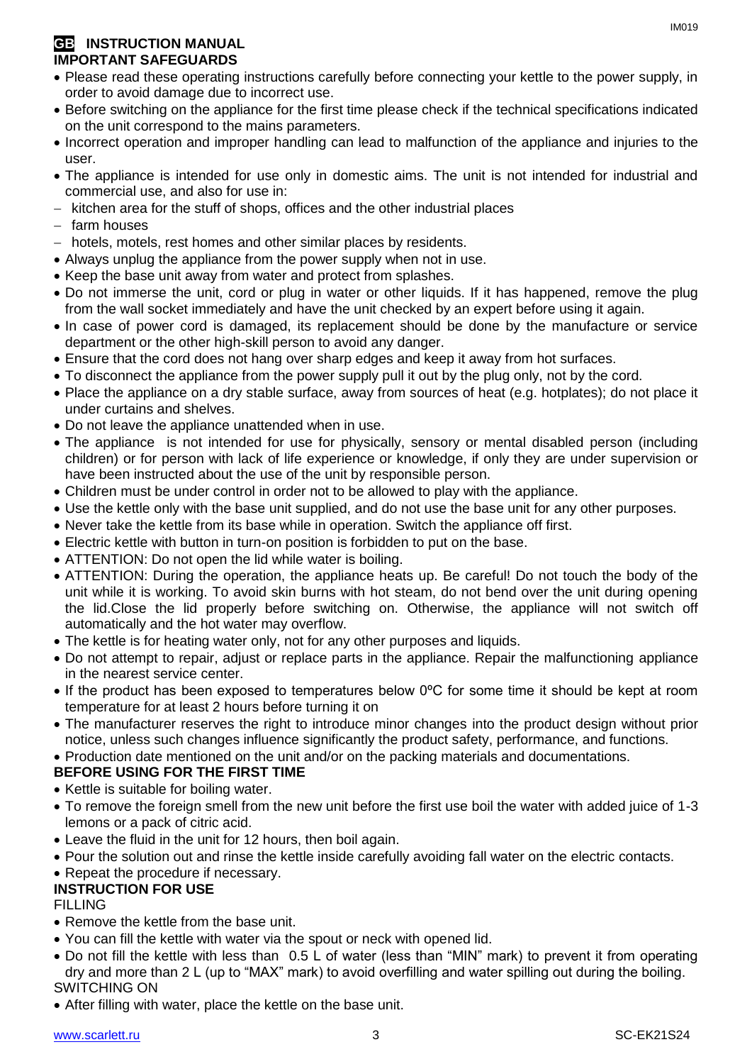# GB INSTRUCTION MANUAL

## IMPORTANT SAFEGUARDS

- Please read these operating instructions carefully before connecting your kettle to the power supply, in order to avoid damage due to incorrect use.
- Before switching on the appliance for the first time please check if the technical specifications indicated on the unit correspond to the mains parameters.
- Incorrect operation and improper handling can lead to malfunction of the appliance and injuries to the user.
- The appliance is intended for use only in domestic aims. The unit is not intended for industrial and commercial use, and also for use in:
  - kitchen area for the stuff of shops, offices and the other industrial places
  - farm houses
  - hotels, motels, rest homes and other similar places by residents.
- Always unplug the appliance from the power supply when not in use.
- Keep the base unit away from water and protect from splashes.
- Do not immerse the unit, cord or plug in water or other liquids. If it has happened, remove the plug from the wall socket immediately and have the unit checked by an expert before using it again.
- In case of power cord is damaged, its replacement should be done by the manufacture or service department or the other high-skill person to avoid any danger.
- Ensure that the cord does not hang over sharp edges and keep it away from hot surfaces.
- To disconnect the appliance from the power supply pull it out by the plug only, not by the cord.
- Place the appliance on a dry stable surface, away from sources of heat (e.g. hotplates); do not place it under curtains and shelves.
- Do not leave the appliance unattended when in use.
- The appliance is not intended for use for physically, sensory or mental disabled person (including children) or for person with lack of life experience or knowledge, if only they are under supervision or have been instructed about the use of the unit by responsible person.
- Children must be under control in order not to be allowed to play with the appliance.
- Use the kettle only with the base unit supplied, and do not use the base unit for any other purposes.
- Never take the kettle from its base while in operation. Switch the appliance off first.
- Electric kettle with button in turn-on position is forbidden to put on the base.
- ATTENTION: Do not open the lid while water is boiling.
- ATTENTION: During the operation, the appliance heats up. Be careful! Do not touch the body of the unit while it is working. To avoid skin burns with hot steam, do not bend over the unit during opening the lid.Close the lid properly before switching on. Otherwise, the appliance will not switch off automatically and the hot water may overflow.
- The kettle is for heating water only, not for any other purposes and liquids.
- Do not attempt to repair, adjust or replace parts in the appliance. Repair the malfunctioning appliance in the nearest service center.
- If the product has been exposed to temperatures below 0ºC for some time it should be kept at room temperature for at least 2 hours before turning it on
- The manufacturer reserves the right to introduce minor changes into the product design without prior notice, unless such changes influence significantly the product safety, performance, and functions.
- Production date mentioned on the unit and/or on the packing materials and documentations.

## BEFORE USING FOR THE FIRST TIME

- Kettle is suitable for boiling water.
- To remove the foreign smell from the new unit before the first use boil the water with added juice of 1-3 lemons or a pack of citric acid.
- Leave the fluid in the unit for 12 hours, then boil again.
- Pour the solution out and rinse the kettle inside carefully avoiding fall water on the electric contacts.
- Repeat the procedure if necessary.

## INSTRUCTION FOR USE

FILLING

- Remove the kettle from the base unit.
- You can fill the kettle with water via the spout or neck with opened lid.
- Do not fill the kettle with less than 0.5 L of water (less than "MIN" mark) to prevent it from operating dry and more than 2 L (up to "MAX" mark) to avoid overfilling and water spilling out during the boiling.

SWITCHING ON

- After filling with water, place the kettle on the base unit.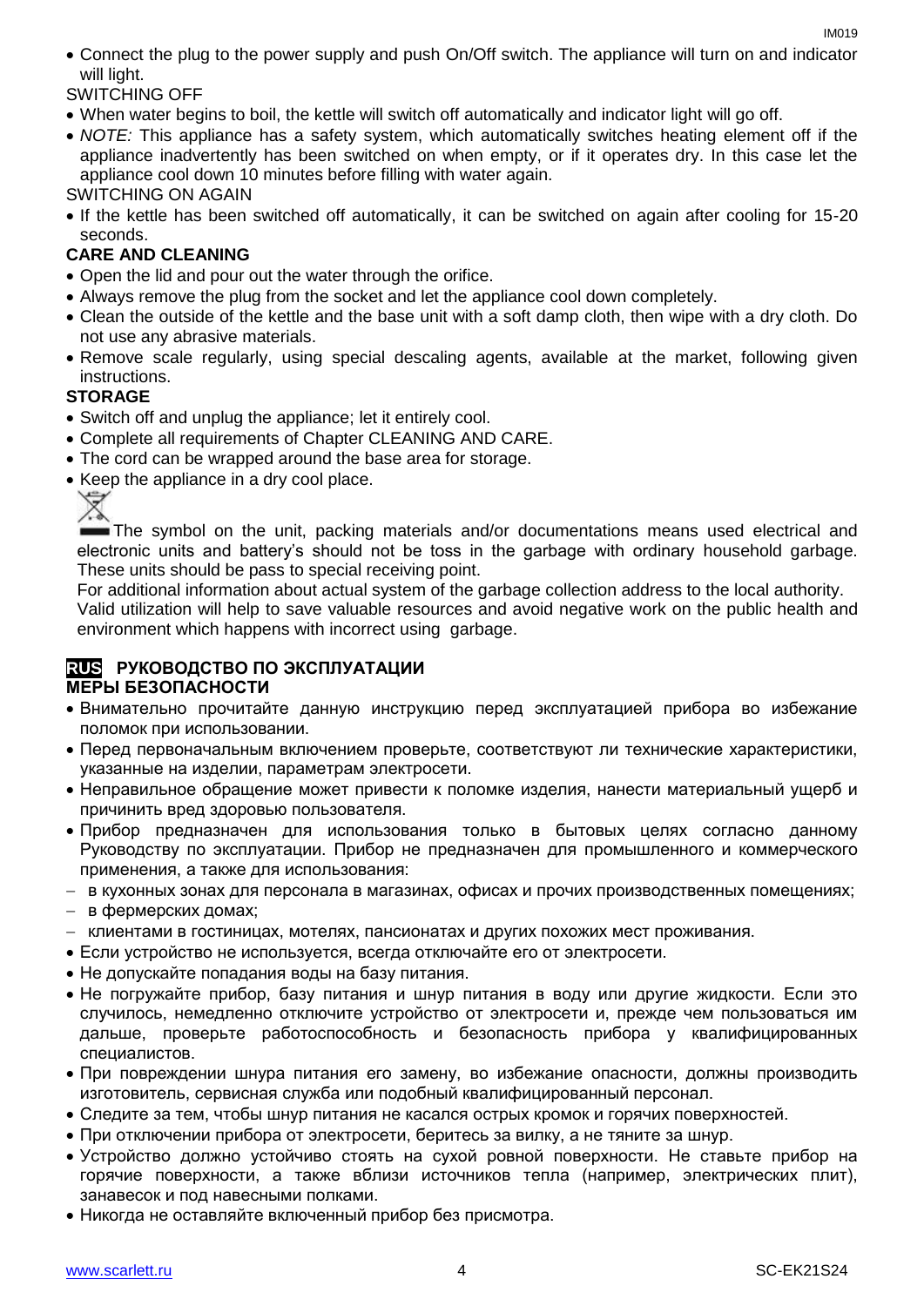- Connect the plug to the power supply and push On/Off switch. The appliance will turn on and indicator will light.

SWITCHING OFF

- When water begins to boil, the kettle will switch off automatically and indicator light will go off.
- *NOTE:* This appliance has a safety system, which automatically switches heating element off if the appliance inadvertently has been switched on when empty, or if it operates dry. In this case let the appliance cool down 10 minutes before filling with water again.

SWITCHING ON AGAIN

- If the kettle has been switched off automatically, it can be switched on again after cooling for 15-20 seconds.

**CARE AND CLEANING**

- Open the lid and pour out the water through the orifice.
- Always remove the plug from the socket and let the appliance cool down completely.
- Clean the outside of the kettle and the base unit with a soft damp cloth, then wipe with a dry cloth. Do not use any abrasive materials.
- Remove scale regularly, using special descaling agents, available at the market, following given instructions.

**STORAGE**

- Switch off and unplug the appliance; let it entirely cool.
- Complete all requirements of Chapter CLEANING AND CARE.
- The cord can be wrapped around the base area for storage.
- Keep the appliance in a dry cool place.

The symbol on the unit, packing materials and/or documentations means used electrical and electronic units and battery's should not be toss in the garbage with ordinary household garbage. These units should be pass to special receiving point.

For additional information about actual system of the garbage collection address to the local authority.

Valid utilization will help to save valuable resources and avoid negative work on the public health and environment which happens with incorrect using garbage.

## RUS РУКОВОДСТВО ПО ЭКСПЛУАТАЦИИ

**МЕРЫ БЕЗОПАСНОСТИ**

- Внимательно прочитайте данную инструкцию перед эксплуатацией прибора во избежание поломок при использовании.
- Перед первоначальным включением проверьте, соответствуют ли технические характеристики, указанные на изделии, параметрам электросети.
- Неправильное обращение может привести к поломке изделия, нанести материальный ущерб и причинить вред здоровью пользователя.
- Прибор предназначен для использования только в бытовых целях согласно данному Руководству по эксплуатации. Прибор не предназначен для промышленного и коммерческого применения, а также для использования:
  - в кухонных зонах для персонала в магазинах, офисах и прочих производственных помещениях;
  - в фермерских домах;
  - клиентами в гостиницах, мотелях, пансионатах и других похожих мест проживания.
- Если устройство не используется, всегда отключайте его от электросети.
- Не допускайте попадания воды на базу питания.
- Не погружайте прибор, базу питания и шнур питания в воду или другие жидкости. Если это случилось, немедленно отключите устройство от электросети и, прежде чем пользоваться им дальше, проверьте работоспособность и безопасность прибора у квалифицированных специалистов.
- При повреждении шнура питания его замену, во избежание опасности, должны производить изготовитель, сервисная служба или подобный квалифицированный персонал.
- Следите за тем, чтобы шнур питания не касался острых кромок и горячих поверхностей.
- При отключении прибора от электросети, беритесь за вилку, а не тяните за шнур.
- Устройство должно устойчиво стоять на сухой ровной поверхности. Не ставьте прибор на горячие поверхности, а также вблизи источников тепла (например, электрических плит), занавесок и под навесными полками.
- Никогда не оставляйте включенный прибор без присмотра.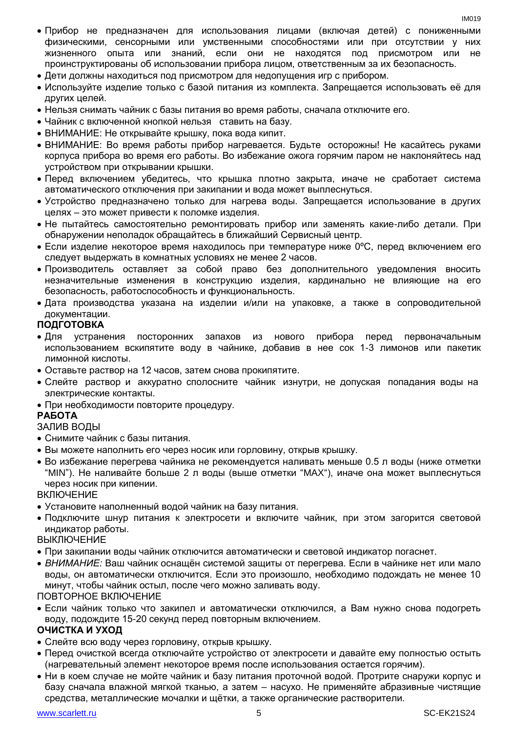- Прибор не предназначен для использования лицами (включая детей) с пониженными физическими, сенсорными или умственными способностями или при отсутствии у них жизненного опыта или знаний, если они не находятся под присмотром или не проинструктированы об использовании прибора лицом, ответственным за их безопасность.
- Дети должны находиться под присмотром для недопущения игр с прибором.
- Используйте изделие только с базой питания из комплекта. Запрещается использовать её для других целей.
- Нельзя снимать чайник с базы питания во время работы, сначала отключите его.
- Чайник с включенной кнопкой нельзя ставить на базу.
- ВНИМАНИЕ: Не открывайте крышку, пока вода кипит.
- ВНИМАНИЕ: Во время работы прибор нагревается. Будьте осторожны! Не касайтесь руками корпуса прибора во время его работы. Во избежание ожога горячим паром не наклоняйтесь над устройством при открывании крышки.
- Перед включением убедитесь, что крышка плотно закрыта, иначе не сработает система автоматического отключения при закипании и вода может выплеснуться.
- Устройство предназначено только для нагрева воды. Запрещается использование в других целях – это может привести к поломке изделия.
- Не пытайтесь самостоятельно ремонтировать прибор или заменять какие-либо детали. При обнаружении неполадок обращайтесь в ближайший Сервисный центр.
- Если изделие некоторое время находилось при температуре ниже 0ºC, перед включением его следует выдержать в комнатных условиях не менее 2 часов.
- Производитель оставляет за собой право без дополнительного уведомления вносить незначительные изменения в конструкцию изделия, кардинально не влияющие на его безопасность, работоспособность и функциональность.
- Дата производства указана на изделии и/или на упаковке, а также в сопроводительной документации.

**ПОДГОТОВКА**

- Для устранения посторонних запахов из нового прибора перед первоначальным использованием вскипятите воду в чайнике, добавив в нее сок 1-3 лимонов или пакетик лимонной кислоты.
- Оставьте раствор на 12 часов, затем снова прокипятите.
- Слейте раствор и аккуратно сполосните чайник изнутри, не допуская попадания воды на электрические контакты.
- При необходимости повторите процедуру.

**РАБОТА**

ЗАЛИВ ВОДЫ

- Снимите чайник с базы питания.
- Вы можете наполнить его через носик или горловину, открыв крышку.
- Во избежание перегрева чайника не рекомендуется наливать меньше 0.5 л воды (ниже отметки "MIN"). Не наливайте больше 2 л воды (выше отметки "MAX"), иначе она может выплеснуться через носик при кипении.

ВКЛЮЧЕНИЕ

- Установите наполненный водой чайник на базу питания.
- Подключите шнур питания к электросети и включите чайник, при этом загорится световой индикатор работы.

ВЫКЛЮЧЕНИЕ

- При закипании воды чайник отключится автоматически и световой индикатор погаснет.
- *ВНИМАНИЕ:* Ваш чайник оснащён системой защиты от перегрева. Если в чайнике нет или мало воды, он автоматически отключится. Если это произошло, необходимо подождать не менее 10 минут, чтобы чайник остыл, после чего можно заливать воду.

ПОВТОРНОЕ ВКЛЮЧЕНИЕ

- Если чайник только что закипел и автоматически отключился, а Вам нужно снова подогреть воду, подождите 15-20 секунд перед повторным включением.

**ОЧИСТКА И УХОД**

- Слейте всю воду через горловину, открыв крышку.
- Перед очисткой всегда отключайте устройство от электросети и давайте ему полностью остыть (нагревательный элемент некоторое время после использования остается горячим).
- Ни в коем случае не мойте чайник и базу питания проточной водой. Протрите снаружи корпус и базу сначала влажной мягкой тканью, а затем – насухо. Не применяйте абразивные чистящие средства, металлические мочалки и щётки, а также органические растворители.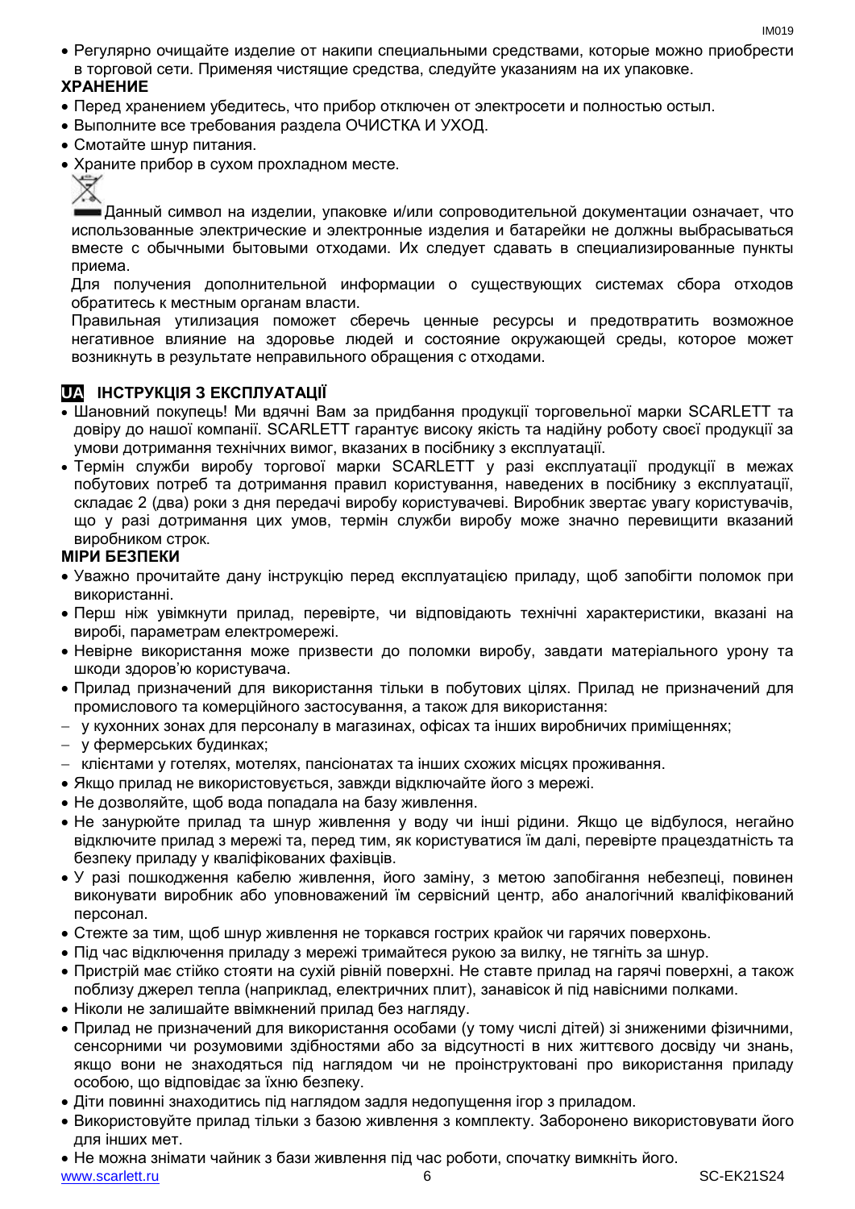- Регулярно очищайте изделие от накипи специальными средствами, которые можно приобрести в торговой сети. Применяя чистящие средства, следуйте указаниям на их упаковке.

**ХРАНЕНИЕ**

- Перед хранением убедитесь, что прибор отключен от электросети и полностью остыл.
- Выполните все требования раздела ОЧИСТКА И УХОД.
- Смотайте шнур питания.
- Храните прибор в сухом прохладном месте.

Данный символ на изделии, упаковке и/или сопроводительной документации означает, что использованные электрические и электронные изделия и батарейки не должны выбрасываться вместе с обычными бытовыми отходами. Их следует сдавать в специализированные пункты приема.

Для получения дополнительной информации о существующих системах сбора отходов обратитесь к местным органам власти.

Правильная утилизация поможет сберечь ценные ресурсы и предотвратить возможное негативное влияние на здоровье людей и состояние окружающей среды, которое может возникнуть в результате неправильного обращения с отходами.

## UA ІНСТРУКЦІЯ З ЕКСПЛУАТАЦІЇ

- Шановний покупець! Ми вдячні Вам за придбання продукції торговельної марки SCARLETT та довіру до нашої компанії. SCARLETT гарантує високу якість та надійну роботу своєї продукції за умови дотримання технічних вимог, вказаних в посібнику з експлуатації.
- Термін служби виробу торгової марки SCARLETT у разі експлуатації продукції в межах побутових потреб та дотримання правил користування, наведених в посібнику з експлуатації, складає 2 (два) роки з дня передачі виробу користувачеві. Виробник звертає увагу користувачів, що у разі дотримання цих умов, термін служби виробу може значно перевищити вказаний виробником строк.

**МІРИ БЕЗПЕКИ**

- Уважно прочитайте дану інструкцію перед експлуатацією приладу, щоб запобігти поломок при використанні.
- Перш ніж увімкнути прилад, перевірте, чи відповідають технічні характеристики, вказані на виробі, параметрам електромережі.
- Невірне використання може призвести до поломки виробу, завдати матеріального урону та шкоди здоров'ю користувача.
- Прилад призначений для використання тільки в побутових цілях. Прилад не призначений для промислового та комерційного застосування, а також для використання:
  - у кухонних зонах для персоналу в магазинах, офісах та інших виробничих приміщеннях;
  - у фермерських будинках;
  - клієнтами у готелях, мотелях, пансіонатах та інших схожих місцях проживання.
- Якщо прилад не використовується, завжди відключайте його з мережі.
- Не дозволяйте, щоб вода попадала на базу живлення.
- Не занурюйте прилад та шнур живлення у воду чи інші рідини. Якщо це відбулося, негайно відключите прилад з мережі та, перед тим, як користуватися їм далі, перевірте працездатність та безпеку приладу у кваліфікованих фахівців.
- У разі пошкодження кабелю живлення, його заміну, з метою запобігання небезпеці, повинен виконувати виробник або уповноважений їм сервісний центр, або аналогічний кваліфікований персонал.
- Стежте за тим, щоб шнур живлення не торкався гострих крайок чи гарячих поверхонь.
- Під час відключення приладу з мережі тримайтеся рукою за вилку, не тягніть за шнур.
- Пристрій має стійко стояти на сухій рівній поверхні. Не ставте прилад на гарячі поверхні, а також поблизу джерел тепла (наприклад, електричних плит), занавісок й під навісними полками.
- Ніколи не залишайте ввімкнений прилад без нагляду.
- Прилад не призначений для використання особами (у тому числі дітей) зі зниженими фізичними, сенсорними чи розумовими здібностями або за відсутності в них життєвого досвіду чи знань, якщо вони не знаходяться під наглядом чи не проінструктовані про використання приладу особою, що відповідає за їхню безпеку.
- Діти повинні знаходитись під наглядом задля недопущення ігор з приладом.
- Використовуйте прилад тільки з базою живлення з комплекту. Заборонено використовувати його для інших мет.
- Не можна знімати чайник з бази живлення під час роботи, спочатку вимкніть його.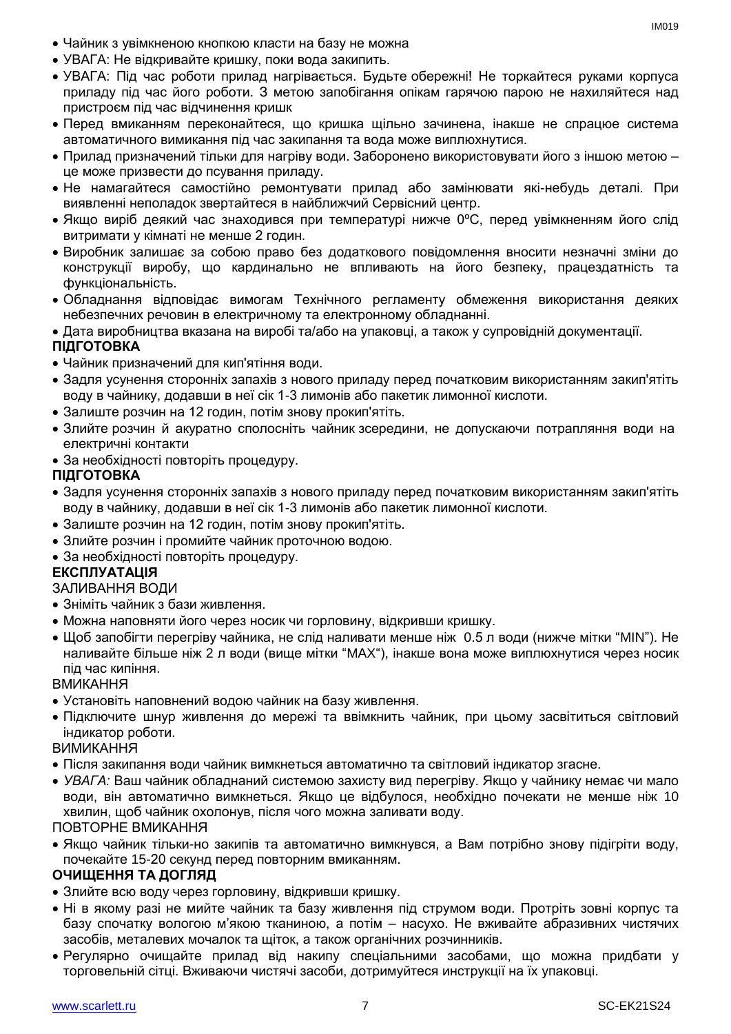- Чайник з увімкненою кнопкою класти на базу не можна
- УВАГА: Не відкривайте кришку, поки вода закипить.
- УВАГА: Під час роботи прилад нагрівається. Будьте обережні! Не торкайтеся руками корпуса приладу під час його роботи. З метою запобігання опікам гарячою парою не нахиляйтеся над пристроєм під час відчинення кришок
- Перед вмиканням переконайтеся, що кришка щільно зачинена, інакше не спрацює система автоматичного вимикання під час закипання та вода може виплюхнутися.
- Прилад призначений тільки для нагріву води. Заборонено використовувати його з іншою метою – це може призвести до псування приладу.
- Не намагайтеся самостійно ремонтувати прилад або замінювати які-небудь деталі. При виявленні неполадок звертайтеся в найближчий Сервісний центр.
- Якщо виріб деякий час знаходився при температурі нижче 0ºC, перед увімкненням його слід витримати у кімнаті не менше 2 годин.
- Виробник залишає за собою право без додаткового повідомлення вносити незначні зміни до конструкції виробу, що кардинально не впливають на його безпеку, працездатність та функціональність.
- Обладнання відповідає вимогам Технічного регламенту обмеження використання деяких небезпечних речовин в електричному та електронному обладнанні.
- Дата виробництва вказана на виробі та/або на упаковці, а також у супровідній документації.

**ПІДГОТОВКА**

- Чайник призначений для кип'ятіння води.
- Задля усунення сторонніх запахів з нового приладу перед початковим використанням закип'ятіть воду в чайнику, додавши в неї сік 1-3 лимонів або пакетик лимонної кислоти.
- Залиште розчин на 12 годин, потім знову прокип'ятіть.
- Злийте розчин й акуратно сполосніть чайник зсередини, не допускаючи потрапляння води на електричні контакти
- За необхідності повторіть процедуру.

**ПІДГОТОВКА**

- Задля усунення сторонніх запахів з нового приладу перед початковим використанням закип'ятіть воду в чайнику, додавши в неї сік 1-3 лимонів або пакетик лимонної кислоти.
- Залиште розчин на 12 годин, потім знову прокип'ятіть.
- Злийте розчин і промийте чайник проточною водою.
- За необхідності повторіть процедуру.

**ЕКСПЛУАТАЦІЯ**

ЗАЛИВАННЯ ВОДИ

- Зніміть чайник з бази живлення.
- Можна наповняти його через носик чи горловину, відкривши кришку.
- Щоб запобігти перегріву чайника, не слід наливати менше ніж 0.5 л води (нижче мітки "MIN"). Не наливайте більше ніж 2 л води (вище мітки "MAX"), інакше вона може виплюхнутися через носик під час кипіння.

ВМИКАННЯ

- Установіть наповнений водою чайник на базу живлення.
- Підключите шнур живлення до мережі та ввімкнить чайник, при цьому засвітиться світловий індикатор роботи.

ВИМИКАННЯ

- Після закипання води чайник вимкнеться автоматично та світловий індикатор згасне.
- *УВАГА:* Ваш чайник обладнаний системою захисту вид перегріву. Якщо у чайнику немає чи мало води, він автоматично вимкнеться. Якщо це відбулося, необхідно почекати не менше ніж 10 хвилин, щоб чайник охолонув, після чого можна заливати воду.

ПОВТОРНЕ ВМИКАННЯ

- Якщо чайник тільки-но закипів та автоматично вимкнувся, а Вам потрібно знову підігріти воду, почекайте 15-20 секунд перед повторним вмиканням.

**ОЧИЩЕННЯ ТА ДОГЛЯД**

- Злийте всю воду через горловину, відкривши кришку.
- Ні в якому разі не мийте чайник та базу живлення під струмом води. Протріть зовні корпус та базу спочатку вологою м'якою тканиною, а потім – насухо. Не вживайте абразивних чистячих засобів, металевих мочалок та щіток, а також органічних розчинників.
- Регулярно очищайте прилад від накипу спеціальними засобами, що можна придбати у торговельній сітці. Вживаючи чистячі засоби, дотримуйтеся инструкції на їх упаковці.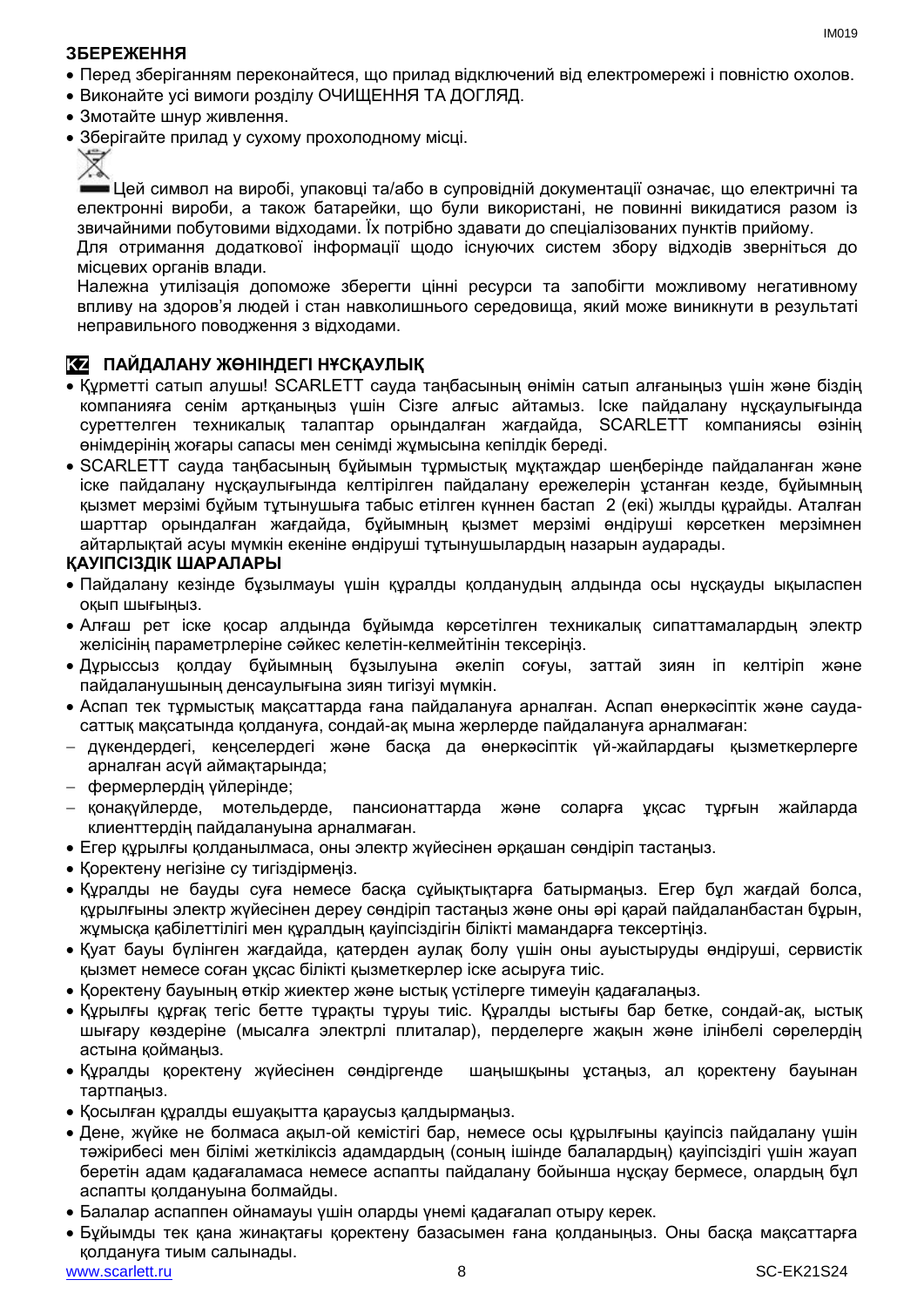**ЗБЕРЕЖЕННЯ**

- Перед зберіганням переконайтеся, що прилад відключений від електромережі і повністю охолов.
- Виконайте усі вимоги розділу ОЧИЩЕННЯ ТА ДОГЛЯД.
- Змотайте шнур живлення.
- Зберігайте прилад у сухому прохолодному місці.

Цей символ на виробі, упаковці та/або в супровідній документації означає, що електричні та електронні вироби, а також батарейки, що були використані, не повинні викидатися разом із звичайними побутовими відходами. Їх потрібно здавати до спеціалізованих пунктів прийому.

Для отримання додаткової інформації щодо існуючих систем збору відходів зверніться до місцевих органів влади.

Належна утилізація допоможе зберегти цінні ресурси та запобігти можливому негативному впливу на здоров'я людей і стан навколишнього середовища, який може виникнути в результаті неправильного поводження з відходами.

## KZ ПАЙДАЛАНУ ЖӨНІНДЕГІ НҰСҚАУЛЫҚ

- Құрметті сатып алушы! SCARLETT сауда таңбасының өнімін сатып алғаныңыз үшін және біздің компанияға сенім артқаныңыз үшін Сізге алғыс айтамыз. Іске пайдалану нұсқаулығында суреттелген техникалық талаптар орындалған жағдайда, SCARLETT компаниясы өзінің өнімдерінің жоғары сапасы мен сенімді жұмысына кепілдік береді.
- SCARLETT сауда таңбасының бұйымын тұрмыстық мұқтаждар шеңберінде пайдаланған және іске пайдалану нұсқаулығында келтірілген пайдалану ережелерін ұстанған кезде, бұйымның қызмет мерзімі бұйым тұтынушыға табыс етілген күннен бастап 2 (екі) жылды құрайды. Аталған шарттар орындалған жағдайда, бұйымның қызмет мерзімі өндіруші көрсеткен мерзімнен айтарлықтай асуы мүмкін екеніне өндіруші тұтынушылардың назарын аударады.

**ҚАУІПСІЗДІК ШАРАЛАРЫ**

- Пайдалану кезінде бұзылмауы үшін құралды қолданудың алдында осы нұсқауды ықыласпен оқып шығыңыз.
- Алғаш рет іске қосар алдында бұйымда көрсетілген техникалық сипаттамалардың электр желісінің параметрлеріне сәйкес келетін-келмейтінін тексеріңіз.
- Дұрыссыз қолдау бұйымның бұзылуына әкеліп соғуы, заттай зиян іп келтіріп және пайдаланушының денсаулығына зиян тигізуі мүмкін.
- Аспап тек тұрмыстық мақсаттарда ғана пайдалануға арналған. Аспап өнеркәсіптік және сауда-саттық мақсатында қолдануға, сондай-ақ мына жерлерде пайдалануға арналмаған:
  - дүкендердегі, кеңселердегі және басқа да өнеркәсіптік үй-жайлардағы қызметкерлерге арналған асүй аймақтарында;
  - фермерлердің үйлерінде;
  - қонақүйлерде, мотельдерде, пансионаттарда және соларға ұқсас тұрғын жайларда клиенттердің пайдалануына арналмаған.
- Егер құрылғы қолданылмаса, оны электр жүйесінен әрқашан сөндіріп тастаңыз.
- Қоректену негізіне су тигіздірмеңіз.
- Құралды не бауды суға немесе басқа сұйықтықтарға батырмаңыз. Егер бұл жағдай болса, құрылғыны электр жүйесінен дереу сөндіріп тастаңыз және оны әрі қарай пайдаланбастан бұрын, жұмысқа қабілеттілігі мен құралдың қауіпсіздігін білікті мамандарға тексертіңіз.
- Қуат бауы бүлінген жағдайда, қатерден аулақ болу үшін оны ауыстыруды өндіруші, сервистік қызмет немесе соған ұқсас білікті қызметкерлер іске асыруға тиіс.
- Қоректену бауының өткір жиектер және ыстық үстілерге тимеуін қадағалаңыз.
- Құрылғы құрғақ тегіс бетте тұрақты тұруы тиіс. Құралды ыстығы бар бетке, сондай-ақ, ыстық шығару көздеріне (мысалға электрлі плиталар), перделерге жақын және ілінбелі сөрелердің астына қоймаңыз.
- Құралды қоректену жүйесінен сөндіргенде шаңышқыны ұстаңыз, ал қоректену бауынан тартпаңыз.
- Қосылған құралды ешуақытта қараусыз қалдырмаңыз.
- Дене, жүйке не болмаса ақыл-ой кемістігі бар, немесе осы құрылғыны қауіпсіз пайдалану үшін тәжірибесі мен білімі жеткіліксіз адамдардың (соның ішінде балалардың) қауіпсіздігі үшін жауап беретін адам қадағаламаса немесе аспапты пайдалану бойынша нұсқау бермесе, олардың бұл аспапты қолдануына болмайды.
- Балалар аспаппен ойнамауы үшін оларды үнемі қадағалап отыру керек.
- Бұйымды тек қана жинақтағы қоректену базасымен ғана қолданыңыз. Оны басқа мақсаттарға қолдануға тыйым салынады.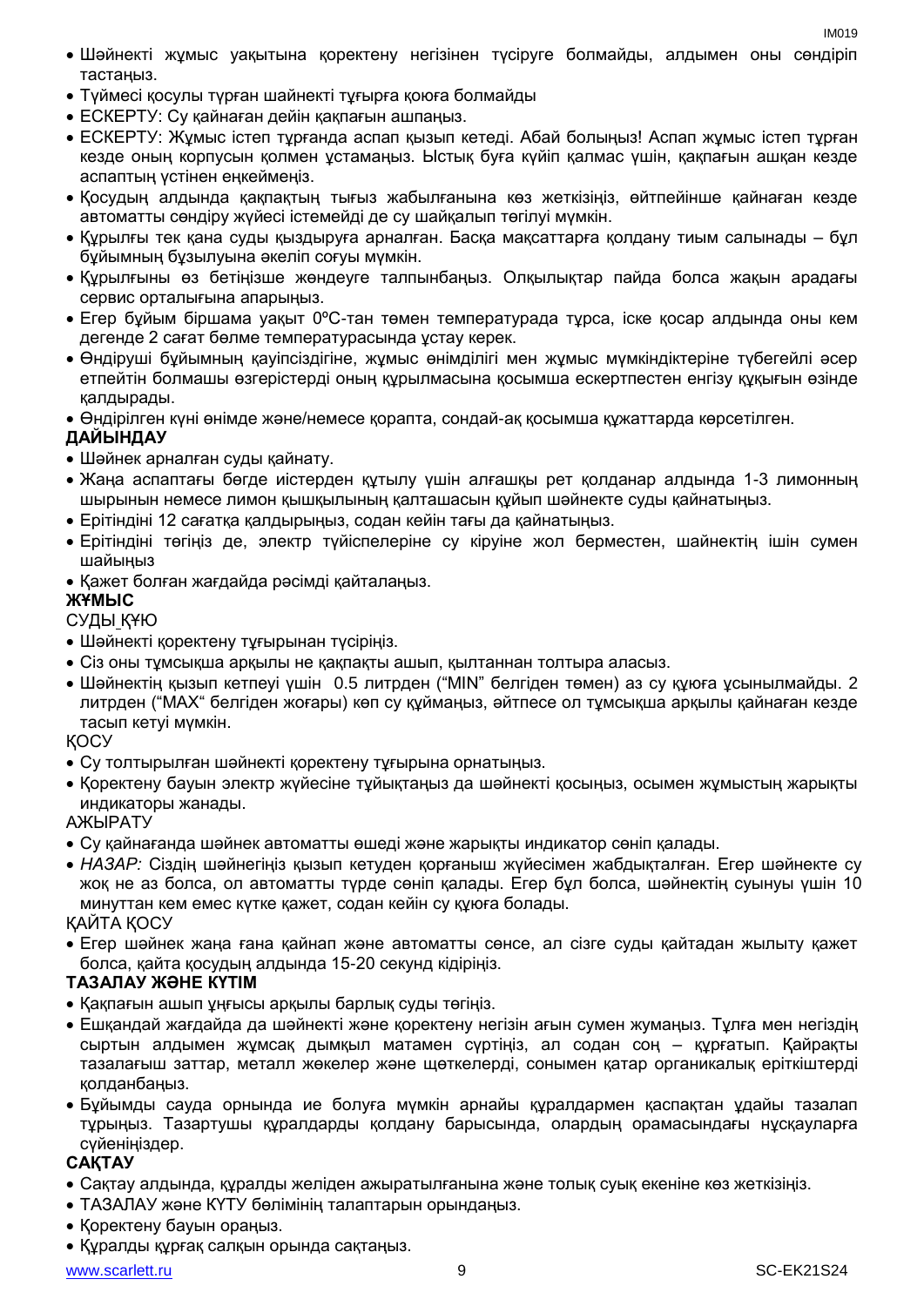- Шәйнекті жұмыс уақытына қоректену негізінен түсіруге болмайды, алдымен оны сөндіріп тастаңыз.
- Түймесі қосулы түрған шайнекті тұғырға қоюға болмайды
- ЕСКЕРТУ: Су қайнаған дейін қақпағын ашпаңыз.
- ЕСКЕРТУ: Жұмыс істеп тұрғанда аспап қызып кетеді. Абай болыңыз! Аспап жұмыс істеп тұрған кезде оның корпусын қолмен ұстамаңыз. Ыстық буға күйіп қалмас үшін, қақпағын ашқан кезде аспаптың үстінен еңкеймеңіз.
- Қосудың алдында қақпақтың тығыз жабылғанына көз жеткізіңіз, өйтпейінше қайнаған кезде автоматты сөндіру жүйесі істемейді де су шайқалып төгілуі мүмкін.
- Құрылғы тек қана суды қыздыруға арналған. Басқа мақсаттарға қолдану тиым салынады – бұл бұйымның бұзылуына әкеліп соғуы мүмкін.
- Құрылғыны өз бетіңізше жөндеуге талпынбаңыз. Олқылықтар пайда болса жақын арадағы сервис орталығына апарыңыз.
- Егер бұйым біршама уақыт 0ºС-тан төмен температурада тұрса, іске қосар алдында оны кем дегенде 2 сағат бөлме температурасында ұстау керек.
- Өндіруші бұйымның қауіпсіздігіне, жұмыс өнімділігі мен жұмыс мүмкіндіктеріне түбегейлі әсер етпейтін болмашы өзгерістерді оның құрылмасына қосымша ескертпестен енгізу құқығын өзінде қалдырады.
- Өндірілген күні өнімде және/немесе қорапта, сондай-ақ қосымша құжаттарда көрсетілген.

**ДАЙЫНДАУ**

- Шәйнек арналған суды қайнату.
- Жаңа аспаптағы бөгде иістерден құтылу үшін алғашқы рет қолданар алдында 1-3 лимонның шырынын немесе лимон қышқылының қалташасын құйып шәйнекте суды қайнатыңыз.
- Ерітіндіні 12 сағатқа қалдырыңыз, содан кейін тағы да қайнатыңыз.
- Ерітіндіні төгіңіз де, электр түйіспелеріне су кіруіне жол берместен, шайнектің ішін сумен шайыңыз
- Қажет болған жағдайда рәсімді қайталаңыз.

**ЖҰМЫС**

СУДЫ ҚҰЮ

- Шәйнекті қоректену тұғырынан түсіріңіз.
- Сіз оны тұмсықша арқылы не қақпақты ашып, қылтаннан толтыра аласыз.
- Шәйнектің қызып кетпеуі үшін 0.5 литрден (“MIN” белгіден төмен) аз су құюға ұсынылмайды. 2 литрден (“MAX“ белгіден жоғары) көп су құймаңыз, әйтпесе ол тұмсықша арқылы қайнаған кезде тасып кетуі мүмкін.

ҚОСУ

- Су толтырылған шәйнекті қоректену тұғырына орнатыңыз.
- Қоректену бауын электр жүйесіне тұйықтаңыз да шәйнекті қосыңыз, осымен жұмыстың жарықты индикаторы жанады.

АЖЫРАТУ

- Су қайнағанда шәйнек автоматты өшеді және жарықты индикатор сөніп қалады.
- *НАЗАР:* Сіздің шәйнегіңіз қызып кетуден қорғаныш жүйесімен жабдықталған. Егер шәйнекте су жоқ не аз болса, ол автоматты түрде сөніп қалады. Егер бұл болса, шәйнектің суынуы үшін 10 минуттан кем емес күтке қажет, содан кейін су құюға болады.

ҚАЙТА ҚОСУ

- Егер шәйнек жаңа ғана қайнап және автоматты сөнсе, ал сізге суды қайтадан жылыту қажет болса, қайта қосудың алдында 15-20 секунд кідіріңіз.

**ТАЗАЛАУ ЖӘНЕ КҮТІМ**

- Қақпағын ашып ұңғысы арқылы барлық суды төгіңіз.
- Ешқандай жағдайда да шәйнекті және қоректену негізін ағын сумен жумаңыз. Тұлға мен негіздің сыртын алдымен жұмсақ дымқыл матамен сүртіңіз, ал содан соң – құрғатып. Қайрақты тазалағыш заттар, металл жөкелер және щөткелерді, сонымен қатар органикалық еріткіштерді қолданбаңыз.
- Бұйымды сауда орнында ие болуға мүмкін арнайы құралдармен қаспақтан ұдайы тазалап тұрыңыз. Тазартушы құралдарды қолдану барысында, олардың орамасындағы нұсқауларға сүйеніңіздер.

**САҚТАУ**

- Сақтау алдында, құралды желіден ажыратылғанына және толық суық екеніне көз жеткізіңіз.
- ТАЗАЛАУ және КҮТУ бөлімінің талаптарын орындаңыз.
- Қоректену бауын ораңыз.
- Құралды құрғақ салқын орында сақтаңыз.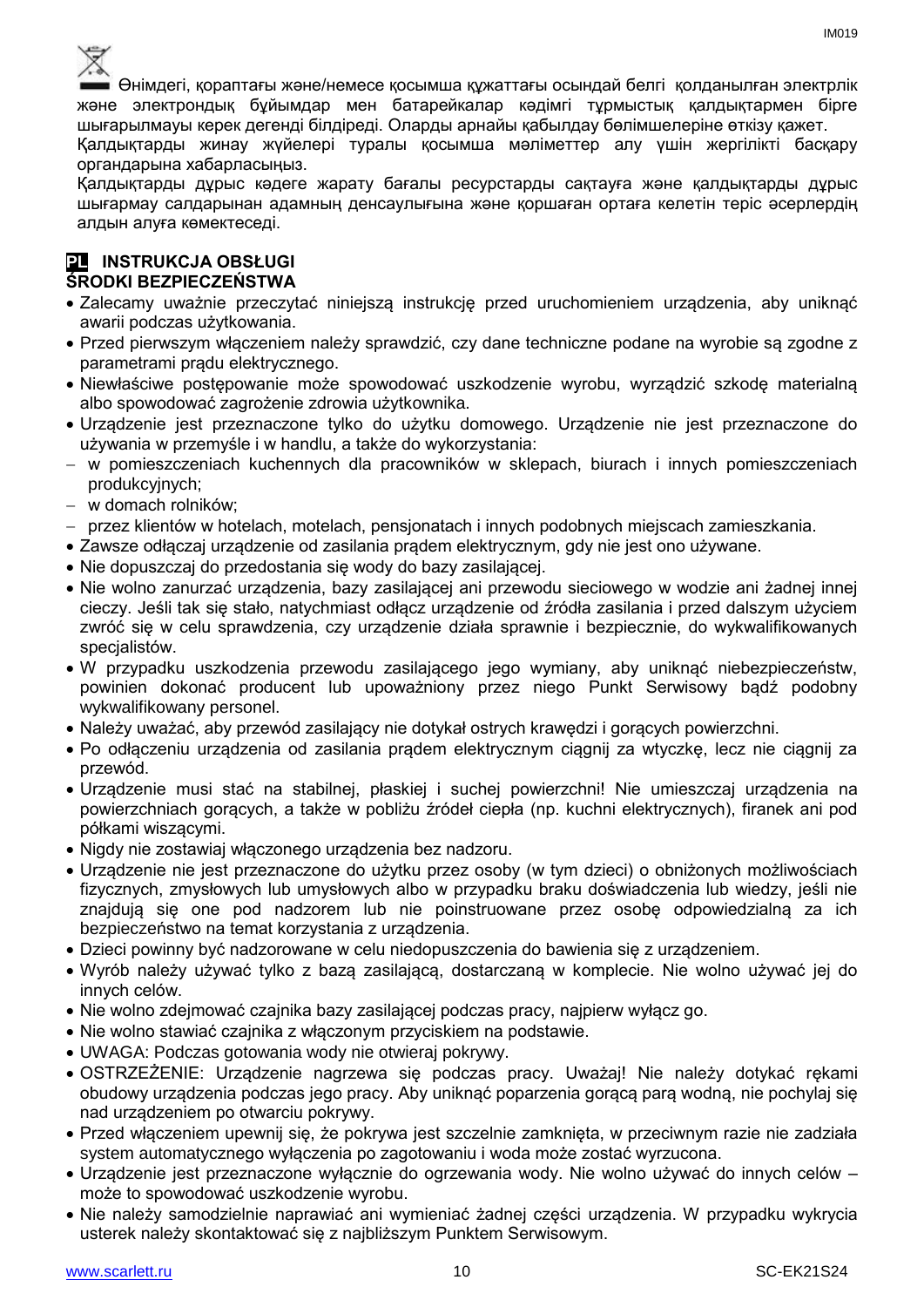Өнімдегі, қораптағы және/немесе қосымша құжаттағы осындай белгі қолданылған электрлік және электрондық бұйымдар мен батарейкалар кәдімгі тұрмыстық қалдықтармен бірге шығарылмауы керек дегенді білдіреді. Оларды арнайы қабылдау бөлімшелеріне өткізу қажет.

Қалдықтарды жинау жүйелері туралы қосымша мәліметтер алу үшін жергілікті басқару органдарына хабарласыңыз.

Қалдықтарды дұрыс кәдеге жарату бағалы ресурстарды сақтауға және қалдықтарды дұрыс шығармау салдарынан адамның денсаулығына және қоршаған ортаға келетін теріс әсерлердің алдын алуға көмектеседі.

## PL INSTRUKCJA OBSŁUGI

### ŚRODKI BEZPIECZEŃSTWA

- Zalecamy uważnie przeczytać niniejszą instrukcję przed uruchomieniem urządzenia, aby uniknąć awarii podczas użytkowania.
- Przed pierwszym włączeniem należy sprawdzić, czy dane techniczne podane na wyrobie są zgodne z parametrami prądu elektrycznego.
- Niewłaściwe postępowanie może spowodować uszkodzenie wyrobu, wyrządzić szkodę materialną albo spowodować zagrożenie zdrowia użytkownika.
- Urządzenie jest przeznaczone tylko do użytku domowego. Urządzenie nie jest przeznaczone do używania w przemyśle i w handlu, a także do wykorzystania:
  - w pomieszczeniach kuchennych dla pracowników w sklepach, biurach i innych pomieszczeniach produkcyjnych;
  - w domach rolników;
  - przez klientów w hotelach, motelach, pensjonatach i innych podobnych miejscach zamieszkania.
- Zawsze odłączaj urządzenie od zasilania prądem elektrycznym, gdy nie jest ono używane.
- Nie dopuszczaj do przedostania się wody do bazy zasilającej.
- Nie wolno zanurzać urządzenia, bazy zasilającej ani przewodu sieciowego w wodzie ani żadnej innej cieczy. Jeśli tak się stało, natychmiast odłącz urządzenie od źródła zasilania i przed dalszym użyciem zwróć się w celu sprawdzenia, czy urządzenie działa sprawnie i bezpiecznie, do wykwalifikowanych specjalistów.
- W przypadku uszkodzenia przewodu zasilającego jego wymiany, aby uniknąć niebezpieczeństw, powinien dokonać producent lub upoważniony przez niego Punkt Serwisowy bądź podobny wykwalifikowany personel.
- Należy uważać, aby przewód zasilający nie dotykał ostrych krawędzi i gorących powierzchni.
- Po odłączeniu urządzenia od zasilania prądem elektrycznym ciągnij za wtyczkę, lecz nie ciągnij za przewód.
- Urządzenie musi stać na stabilnej, płaskiej i suchej powierzchni! Nie umieszczaj urządzenia na powierzchniach gorących, a także w pobliżu źródeł ciepła (np. kuchni elektrycznych), firanek ani pod półkami wiszącymi.
- Nigdy nie zostawiaj włączonego urządzenia bez nadzoru.
- Urządzenie nie jest przeznaczone do użytku przez osoby (w tym dzieci) o obniżonych możliwościach fizycznych, zmysłowych lub umysłowych albo w przypadku braku doświadczenia lub wiedzy, jeśli nie znajdują się one pod nadzorem lub nie poinstruowane przez osobę odpowiedzialną za ich bezpieczeństwo na temat korzystania z urządzenia.
- Dzieci powinny być nadzorowane w celu niedopuszczenia do bawienia się z urządzeniem.
- Wyrób należy używać tylko z bazą zasilającą, dostarczaną w komplecie. Nie wolno używać jej do innych celów.
- Nie wolno zdejmować czajnika bazy zasilającej podczas pracy, najpierw wyłącz go.
- Nie wolno stawiać czajnika z włączonym przyciskiem na podstawie.
- UWAGA: Podczas gotowania wody nie otwieraj pokrywy.
- OSTRZEŻENIE: Urządzenie nagrzewa się podczas pracy. Uważaj! Nie należy dotykać rękami obudowy urządzenia podczas jego pracy. Aby uniknąć poparzenia gorącą parą wodną, nie pochylaj się nad urządzeniem po otwarciu pokrywy.
- Przed włączeniem upewnij się, że pokrywa jest szczelnie zamknięta, w przeciwnym razie nie zadziała system automatycznego wyłączenia po zagotowaniu i woda może zostać wyrzucona.
- Urządzenie jest przeznaczone wyłącznie do ogrzewania wody. Nie wolno używać do innych celów – może to spowodować uszkodzenie wyrobu.
- Nie należy samodzielnie naprawiać ani wymieniać żadnej części urządzenia. W przypadku wykrycia usterek należy skontaktować się z najbliższym Punktem Serwisowym.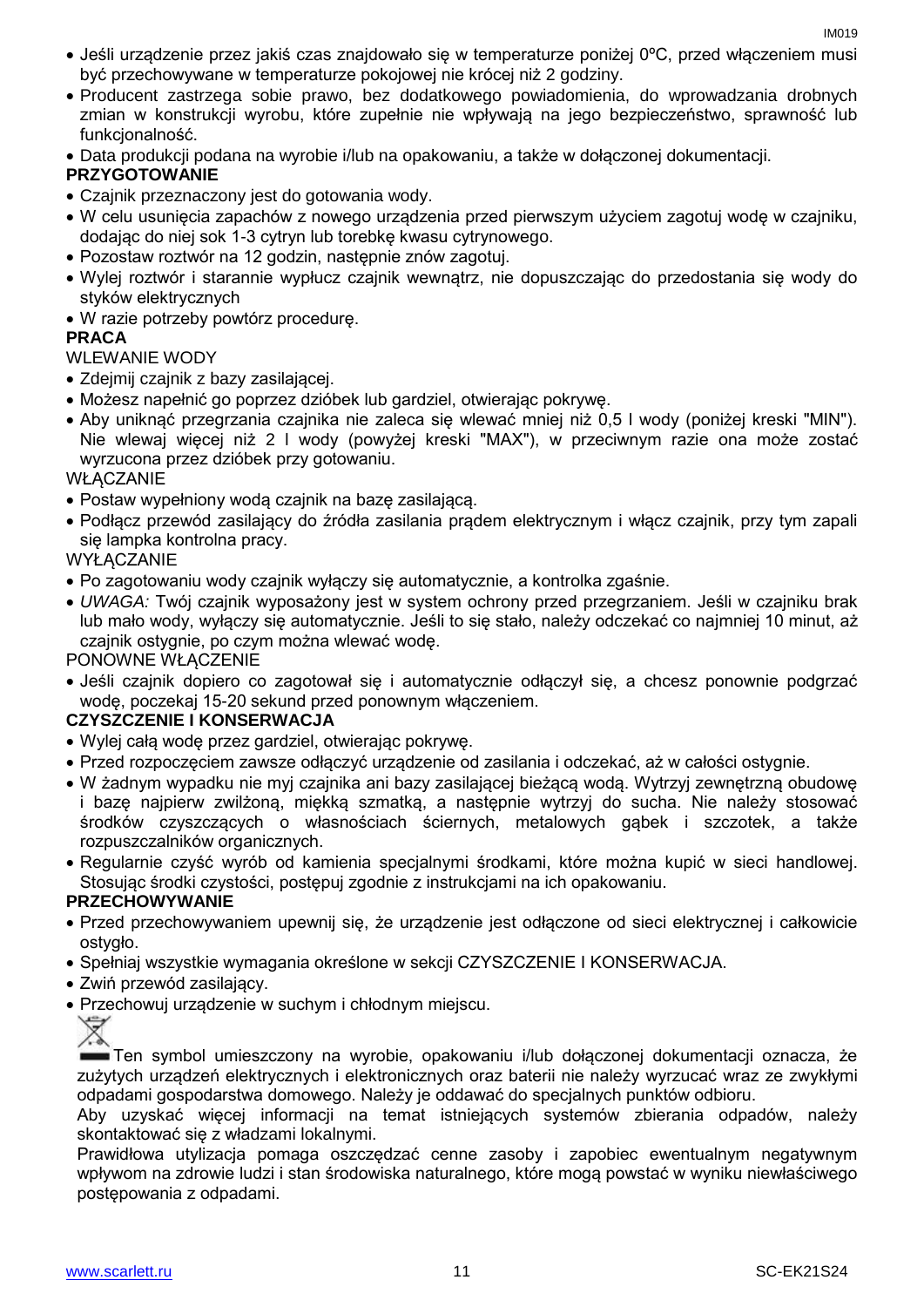- Jeśli urządzenie przez jakiś czas znajdowało się w temperaturze poniżej 0ºC, przed włączeniem musi być przechowywane w temperaturze pokojowej nie krócej niż 2 godziny.
- Producent zastrzega sobie prawo, bez dodatkowego powiadomienia, do wprowadzania drobnych zmian w konstrukcji wyrobu, które zupełnie nie wpływają na jego bezpieczeństwo, sprawność lub funkcjonalność.
- Data produkcji podana na wyrobie i/lub na opakowaniu, a także w dołączonej dokumentacji.

**PRZYGOTOWANIE**

- Czajnik przeznaczony jest do gotowania wody.
- W celu usunięcia zapachów z nowego urządzenia przed pierwszym użyciem zagotuj wodę w czajniku, dodając do niej sok 1-3 cytryn lub torebkę kwasu cytrynowego.
- Pozostaw roztwór na 12 godzin, następnie znów zagotuj.
- Wylej roztwór i starannie wypłucz czajnik wewnątrz, nie dopuszczając do przedostania się wody do styków elektrycznych
- W razie potrzeby powtórz procedurę.

**PRACA**

WLEWANIE WODY

- Zdejmij czajnik z bazy zasilającej.
- Możesz napełnić go poprzez dzióbek lub gardziel, otwierając pokrywę.
- Aby uniknąć przegrzania czajnika nie zaleca się wlewać mniej niż 0,5 l wody (poniżej kreski "MIN"). Nie wlewaj więcej niż 2 l wody (powyżej kreski "MAX"), w przeciwnym razie ona może zostać wyrzucona przez dzióbek przy gotowaniu.

WŁĄCZANIE

- Postaw wypełniony wodą czajnik na bazę zasilającą.
- Podłącz przewód zasilający do źródła zasilania prądem elektrycznym i włącz czajnik, przy tym zapali się lampka kontrolna pracy.

WYŁĄCZANIE

- Po zagotowaniu wody czajnik wyłączy się automatycznie, a kontrolka zgaśnie.
- *UWAGA:* Twój czajnik wyposażony jest w system ochrony przed przegrzaniem. Jeśli w czajniku brak lub mało wody, wyłączy się automatycznie. Jeśli to się stało, należy odczekać co najmniej 10 minut, aż czajnik ostygnie, po czym można wlewać wodę.

PONOWNE WŁĄCZENIE

- Jeśli czajnik dopiero co zagotował się i automatycznie odłączył się, a chcesz ponownie podgrzać wodę, poczekaj 15-20 sekund przed ponownym włączeniem.

**CZYSZCZENIE I KONSERWACJA**

- Wylej całą wodę przez gardziel, otwierając pokrywę.
- Przed rozpoczęciem zawsze odłączyć urządzenie od zasilania i odczekać, aż w całości ostygnie.
- W żadnym wypadku nie myj czajnika ani bazy zasilającej bieżącą wodą. Wytrzyj zewnętrzną obudowę i bazę najpierw zwilżoną, miękką szmatką, a następnie wytrzyj do sucha. Nie należy stosować środków czyszczących o własnościach ściernych, metalowych gąbek i szczotek, a także rozpuszczalników organicznych.
- Regularnie czyść wyrób od kamienia specjalnymi środkami, które można kupić w sieci handlowej. Stosując środki czystości, postępuj zgodnie z instrukcjami na ich opakowaniu.

**PRZECHOWYWANIE**

- Przed przechowywaniem upewnij się, że urządzenie jest odłączone od sieci elektrycznej i całkowicie ostygło.
- Spełniaj wszystkie wymagania określone w sekcji CZYSZCZENIE I KONSERWACJA.
- Zwiń przewód zasilający.
- Przechowuj urządzenie w suchym i chłodnym miejscu.

Ten symbol umieszczony na wyrobie, opakowaniu i/lub dołączonej dokumentacji oznacza, że zużytych urządzeń elektrycznych i elektronicznych oraz baterii nie należy wyrzucać wraz ze zwykłymi odpadami gospodarstwa domowego. Należy je oddawać do specjalnych punktów odbioru.

Aby uzyskać więcej informacji na temat istniejących systemów zbierania odpadów, należy skontaktować się z władzami lokalnymi.

Prawidłowa utylizacja pomaga oszczędzać cenne zasoby i zapobiec ewentualnym negatywnym wpływom na zdrowie ludzi i stan środowiska naturalnego, które mogą powstać w wyniku niewłaściwego postępowania z odpadami.